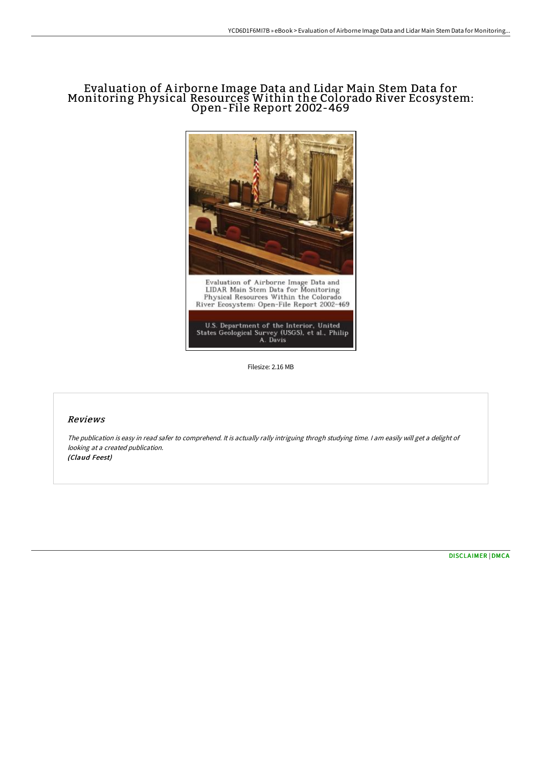# Evaluation of Airborne Image Data and Lidar Main Stem Data for Monitoring Physical Resources Within the Colorado River Ecosystem: Open-File Report 2002-469

Evaluation of Airborne Image Data and LIDAR Main Stem Data for Monitoring Physical Resources Within the Colorado River Ecosystem: Open-File Report 2002-469

U.S. Department of the Interior, United States Geological Survey (USGS), et al., Philip A. Davis

Filesize: 2.16 MB

## Reviews

*The publication is easy in read safer to comprehend. It is actually rally intriguing throgh studying time. I am easily will get a delight of looking at a created publication.*
***(Claud Feest)***

DISCLAIMER | DMCA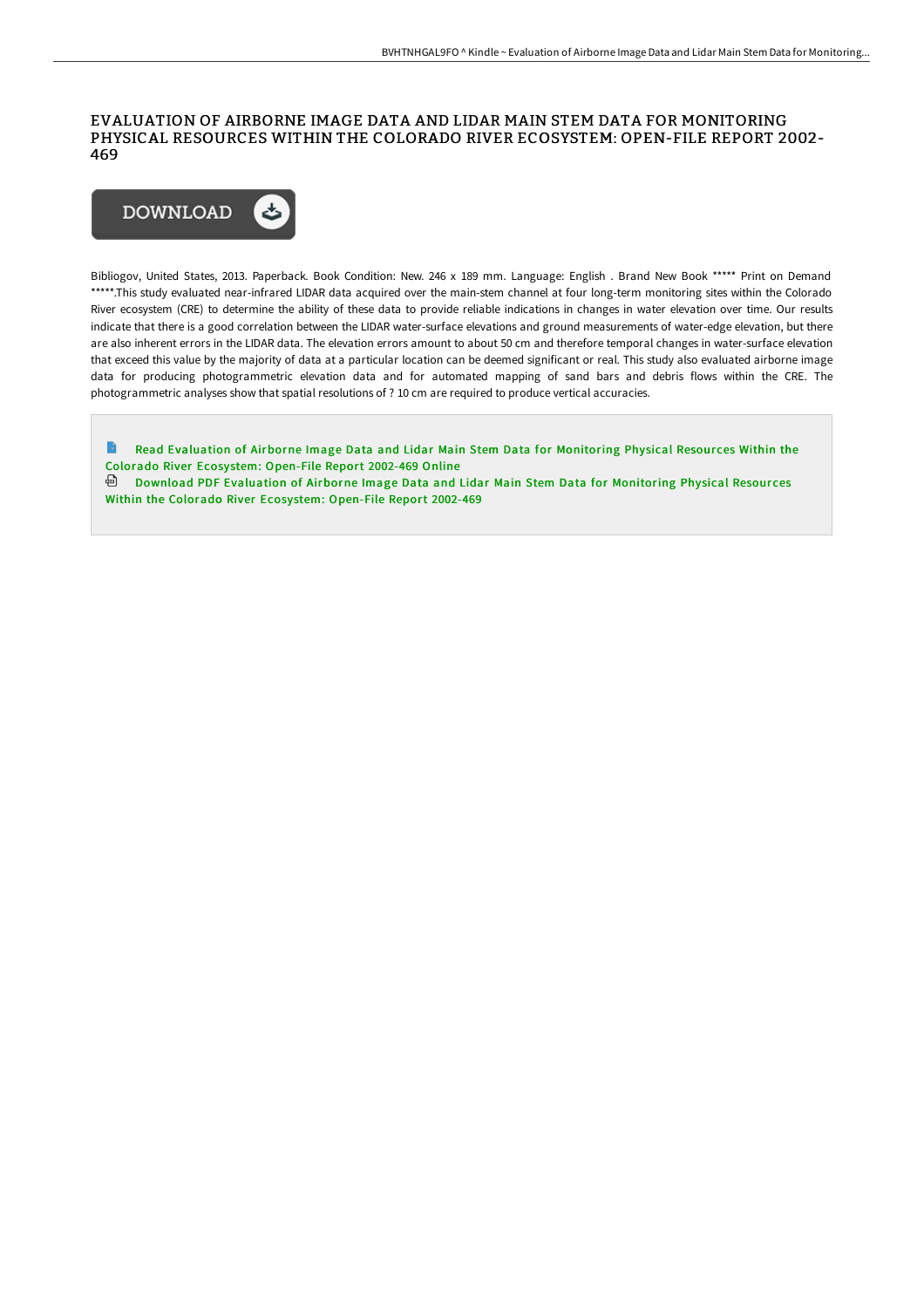# EVALUATION OF AIRBORNE IMAGE DATA AND LIDAR MAIN STEM DATA FOR MONITORING PHYSICAL RESOURCES WITHIN THE COLORADO RIVER ECOSYSTEM: OPEN-FILE REPORT 2002-469

DOWNLOAD

Bibliogov, United States, 2013. Paperback. Book Condition: New. 246 x 189 mm. Language: English . Brand New Book ***** Print on Demand *****.This study evaluated near-infrared LIDAR data acquired over the main-stem channel at four long-term monitoring sites within the Colorado River ecosystem (CRE) to determine the ability of these data to provide reliable indications in changes in water elevation over time. Our results indicate that there is a good correlation between the LIDAR water-surface elevations and ground measurements of water-edge elevation, but there are also inherent errors in the LIDAR data. The elevation errors amount to about 50 cm and therefore temporal changes in water-surface elevation that exceed this value by the majority of data at a particular location can be deemed significant or real. This study also evaluated airborne image data for producing photogrammetric elevation data and for automated mapping of sand bars and debris flows within the CRE. The photogrammetric analyses show that spatial resolutions of ? 10 cm are required to produce vertical accuracies.

Read Evaluation of Airborne Image Data and Lidar Main Stem Data for Monitoring Physical Resources Within the Colorado River Ecosystem: Open-File Report 2002-469 Online

Download PDF Evaluation of Airborne Image Data and Lidar Main Stem Data for Monitoring Physical Resources Within the Colorado River Ecosystem: Open-File Report 2002-469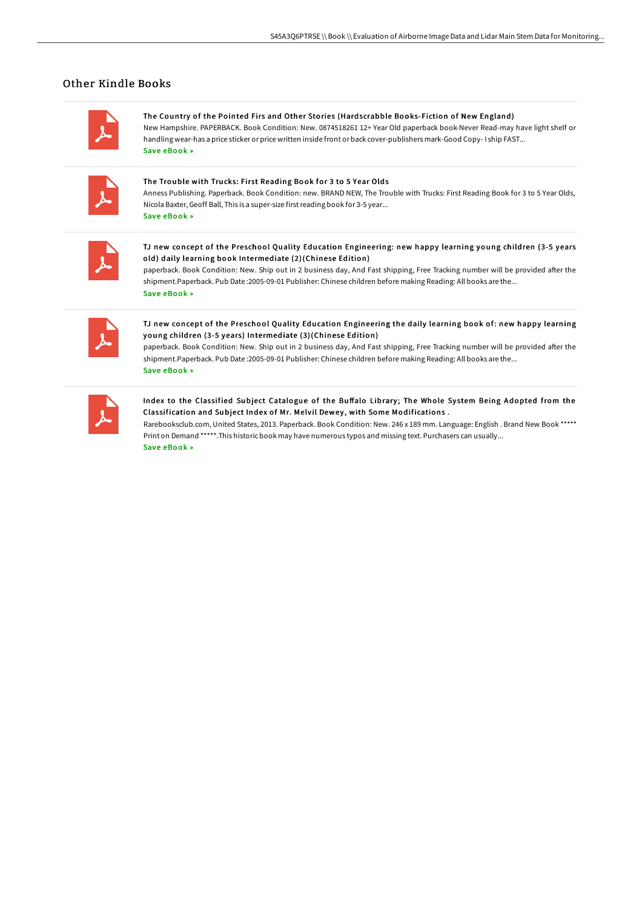## Other Kindle Books

**The Country of the Pointed Firs and Other Stories (Hardscrabble Books-Fiction of New England)**
New Hampshire. PAPERBACK. Book Condition: New. 0874518261 12+ Year Old paperback book-Never Read-may have light shelf or handling wear-has a price sticker or price written inside front or back cover-publishers mark-Good Copy- I ship FAST...
Save eBook »

**The Trouble with Trucks: First Reading Book for 3 to 5 Year Olds**
Anness Publishing. Paperback. Book Condition: new. BRAND NEW, The Trouble with Trucks: First Reading Book for 3 to 5 Year Olds, Nicola Baxter, Geoff Ball, This is a super-size first reading book for 3-5 year...
Save eBook »

**TJ new concept of the Preschool Quality Education Engineering: new happy learning young children (3-5 years old) daily learning book Intermediate (2)(Chinese Edition)**
paperback. Book Condition: New. Ship out in 2 business day, And Fast shipping, Free Tracking number will be provided after the shipment.Paperback. Pub Date :2005-09-01 Publisher: Chinese children before making Reading: All books are the...
Save eBook »

**TJ new concept of the Preschool Quality Education Engineering the daily learning book of: new happy learning young children (3-5 years) Intermediate (3)(Chinese Edition)**
paperback. Book Condition: New. Ship out in 2 business day, And Fast shipping, Free Tracking number will be provided after the shipment.Paperback. Pub Date :2005-09-01 Publisher: Chinese children before making Reading: All books are the...
Save eBook »

**Index to the Classified Subject Catalogue of the Buffalo Library; The Whole System Being Adopted from the Classification and Subject Index of Mr. Melvil Dewey, with Some Modifications .**
Rarebooksclub.com, United States, 2013. Paperback. Book Condition: New. 246 x 189 mm. Language: English . Brand New Book ***** Print on Demand *****.This historic book may have numerous typos and missing text. Purchasers can usually...
Save eBook »